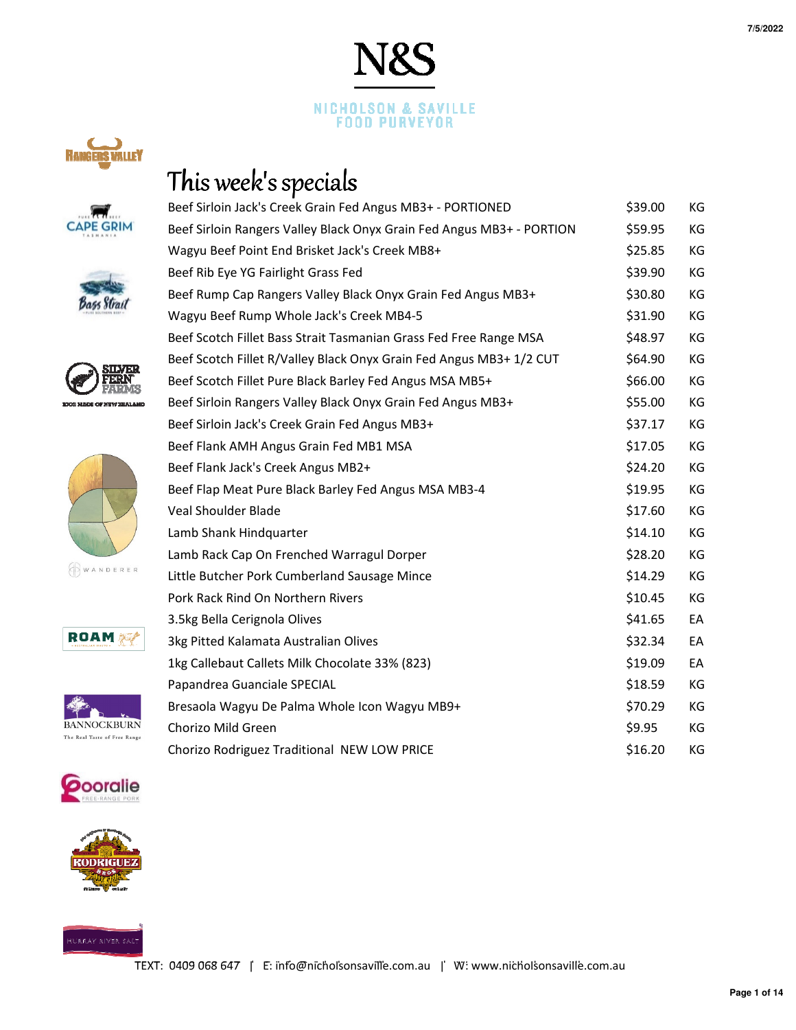7/5/2022

# N&S

NICHOLSON & SAVILLE
FOOD PURVEYOR

## This week's specials

| | | |
|---|---|---|
| Beef Sirloin Jack's Creek Grain Fed Angus MB3+ - PORTIONED | $39.00 | KG |
| Beef Sirloin Rangers Valley Black Onyx Grain Fed Angus MB3+ - PORTION | $59.95 | KG |
| Wagyu Beef Point End Brisket Jack's Creek MB8+ | $25.85 | KG |
| Beef Rib Eye YG Fairlight Grass Fed | $39.90 | KG |
| Beef Rump Cap Rangers Valley Black Onyx Grain Fed Angus MB3+ | $30.80 | KG |
| Wagyu Beef Rump Whole Jack's Creek MB4-5 | $31.90 | KG |
| Beef Scotch Fillet Bass Strait Tasmanian Grass Fed Free Range MSA | $48.97 | KG |
| Beef Scotch Fillet R/Valley Black Onyx Grain Fed Angus MB3+ 1/2 CUT | $64.90 | KG |
| Beef Scotch Fillet Pure Black Barley Fed Angus MSA MB5+ | $66.00 | KG |
| Beef Sirloin Rangers Valley Black Onyx Grain Fed Angus MB3+ | $55.00 | KG |
| Beef Sirloin Jack's Creek Grain Fed Angus MB3+ | $37.17 | KG |
| Beef Flank AMH Angus Grain Fed MB1 MSA | $17.05 | KG |
| Beef Flank Jack's Creek Angus MB2+ | $24.20 | KG |
| Beef Flap Meat Pure Black Barley Fed Angus MSA MB3-4 | $19.95 | KG |
| Veal Shoulder Blade | $17.60 | KG |
| Lamb Shank Hindquarter | $14.10 | KG |
| Lamb Rack Cap On Frenched Warragul Dorper | $28.20 | KG |
| Little Butcher Pork Cumberland Sausage Mince | $14.29 | KG |
| Pork Rack Rind On Northern Rivers | $10.45 | KG |
| 3.5kg Bella Cerignola Olives | $41.65 | EA |
| 3kg Pitted Kalamata Australian Olives | $32.34 | EA |
| 1kg Callebaut Callets Milk Chocolate 33% (823) | $19.09 | EA |
| Papandrea Guanciale SPECIAL | $18.59 | KG |
| Bresaola Wagyu De Palma Whole Icon Wagyu MB9+ | $70.29 | KG |
| Chorizo Mild Green | $9.95 | KG |
| Chorizo Rodriguez Traditional NEW LOW PRICE | $16.20 | KG |

TEXT: 0409 068 647 | E: info@nicholsonsaville.com.au | W: www.nicholsonsaville.com.au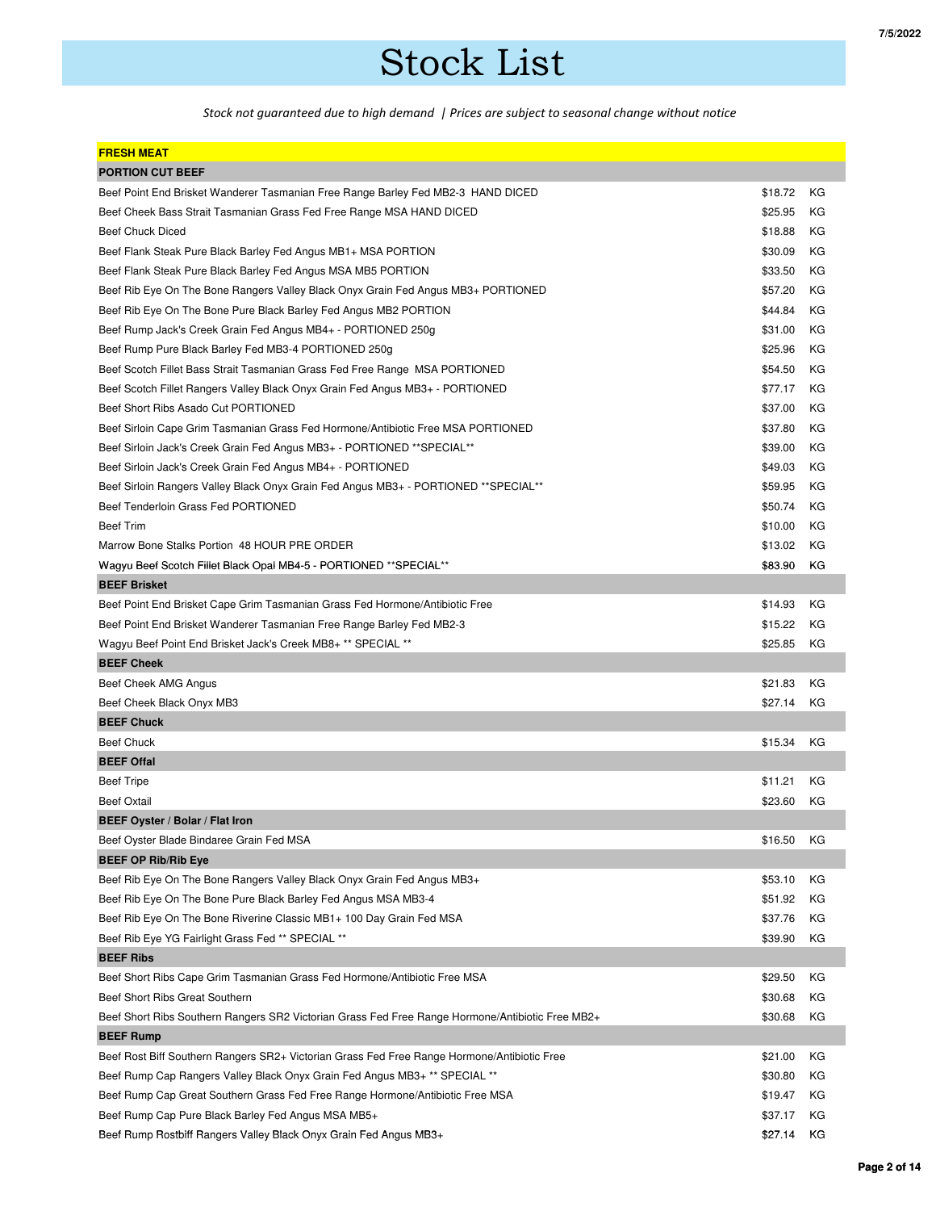# Stock List

*Stock not guaranteed due to high demand | Prices are subject to seasonal change without notice*

| **FRESH MEAT** | | |
|---|---|---|
| **PORTION CUT BEEF** | | |
| Beef Point End Brisket Wanderer Tasmanian Free Range Barley Fed MB2-3 HAND DICED | $18.72 | KG |
| Beef Cheek Bass Strait Tasmanian Grass Fed Free Range MSA HAND DICED | $25.95 | KG |
| Beef Chuck Diced | $18.88 | KG |
| Beef Flank Steak Pure Black Barley Fed Angus MB1+ MSA PORTION | $30.09 | KG |
| Beef Flank Steak Pure Black Barley Fed Angus MSA MB5 PORTION | $33.50 | KG |
| Beef Rib Eye On The Bone Rangers Valley Black Onyx Grain Fed Angus MB3+ PORTIONED | $57.20 | KG |
| Beef Rib Eye On The Bone Pure Black Barley Fed Angus MB2 PORTION | $44.84 | KG |
| Beef Rump Jack's Creek Grain Fed Angus MB4+ - PORTIONED 250g | $31.00 | KG |
| Beef Rump Pure Black Barley Fed MB3-4 PORTIONED 250g | $25.96 | KG |
| Beef Scotch Fillet Bass Strait Tasmanian Grass Fed Free Range MSA PORTIONED | $54.50 | KG |
| Beef Scotch Fillet Rangers Valley Black Onyx Grain Fed Angus MB3+ - PORTIONED | $77.17 | KG |
| Beef Short Ribs Asado Cut PORTIONED | $37.00 | KG |
| Beef Sirloin Cape Grim Tasmanian Grass Fed Hormone/Antibiotic Free MSA PORTIONED | $37.80 | KG |
| Beef Sirloin Jack's Creek Grain Fed Angus MB3+ - PORTIONED **SPECIAL** | $39.00 | KG |
| Beef Sirloin Jack's Creek Grain Fed Angus MB4+ - PORTIONED | $49.03 | KG |
| Beef Sirloin Rangers Valley Black Onyx Grain Fed Angus MB3+ - PORTIONED **SPECIAL** | $59.95 | KG |
| Beef Tenderloin Grass Fed PORTIONED | $50.74 | KG |
| Beef Trim | $10.00 | KG |
| Marrow Bone Stalks Portion 48 HOUR PRE ORDER | $13.02 | KG |
| Wagyu Beef Scotch Fillet Black Opal MB4-5 - PORTIONED **SPECIAL** | $83.90 | KG |
| **BEEF Brisket** | | |
| Beef Point End Brisket Cape Grim Tasmanian Grass Fed Hormone/Antibiotic Free | $14.93 | KG |
| Beef Point End Brisket Wanderer Tasmanian Free Range Barley Fed MB2-3 | $15.22 | KG |
| Wagyu Beef Point End Brisket Jack's Creek MB8+ ** SPECIAL ** | $25.85 | KG |
| **BEEF Cheek** | | |
| Beef Cheek AMG Angus | $21.83 | KG |
| Beef Cheek Black Onyx MB3 | $27.14 | KG |
| **BEEF Chuck** | | |
| Beef Chuck | $15.34 | KG |
| **BEEF Offal** | | |
| Beef Tripe | $11.21 | KG |
| Beef Oxtail | $23.60 | KG |
| **BEEF Oyster / Bolar / Flat Iron** | | |
| Beef Oyster Blade Bindaree Grain Fed MSA | $16.50 | KG |
| **BEEF OP Rib/Rib Eye** | | |
| Beef Rib Eye On The Bone Rangers Valley Black Onyx Grain Fed Angus MB3+ | $53.10 | KG |
| Beef Rib Eye On The Bone Pure Black Barley Fed Angus MSA MB3-4 | $51.92 | KG |
| Beef Rib Eye On The Bone Riverine Classic MB1+ 100 Day Grain Fed MSA | $37.76 | KG |
| Beef Rib Eye YG Fairlight Grass Fed ** SPECIAL ** | $39.90 | KG |
| **BEEF Ribs** | | |
| Beef Short Ribs Cape Grim Tasmanian Grass Fed Hormone/Antibiotic Free MSA | $29.50 | KG |
| Beef Short Ribs Great Southern | $30.68 | KG |
| Beef Short Ribs Southern Rangers SR2 Victorian Grass Fed Free Range Hormone/Antibiotic Free MB2+ | $30.68 | KG |
| **BEEF Rump** | | |
| Beef Rost Biff Southern Rangers SR2+ Victorian Grass Fed Free Range Hormone/Antibiotic Free | $21.00 | KG |
| Beef Rump Cap Rangers Valley Black Onyx Grain Fed Angus MB3+ ** SPECIAL ** | $30.80 | KG |
| Beef Rump Cap Great Southern Grass Fed Free Range Hormone/Antibiotic Free MSA | $19.47 | KG |
| Beef Rump Cap Pure Black Barley Fed Angus MSA MB5+ | $37.17 | KG |
| Beef Rump Rostbiff Rangers Valley Black Onyx Grain Fed Angus MB3+ | $27.14 | KG |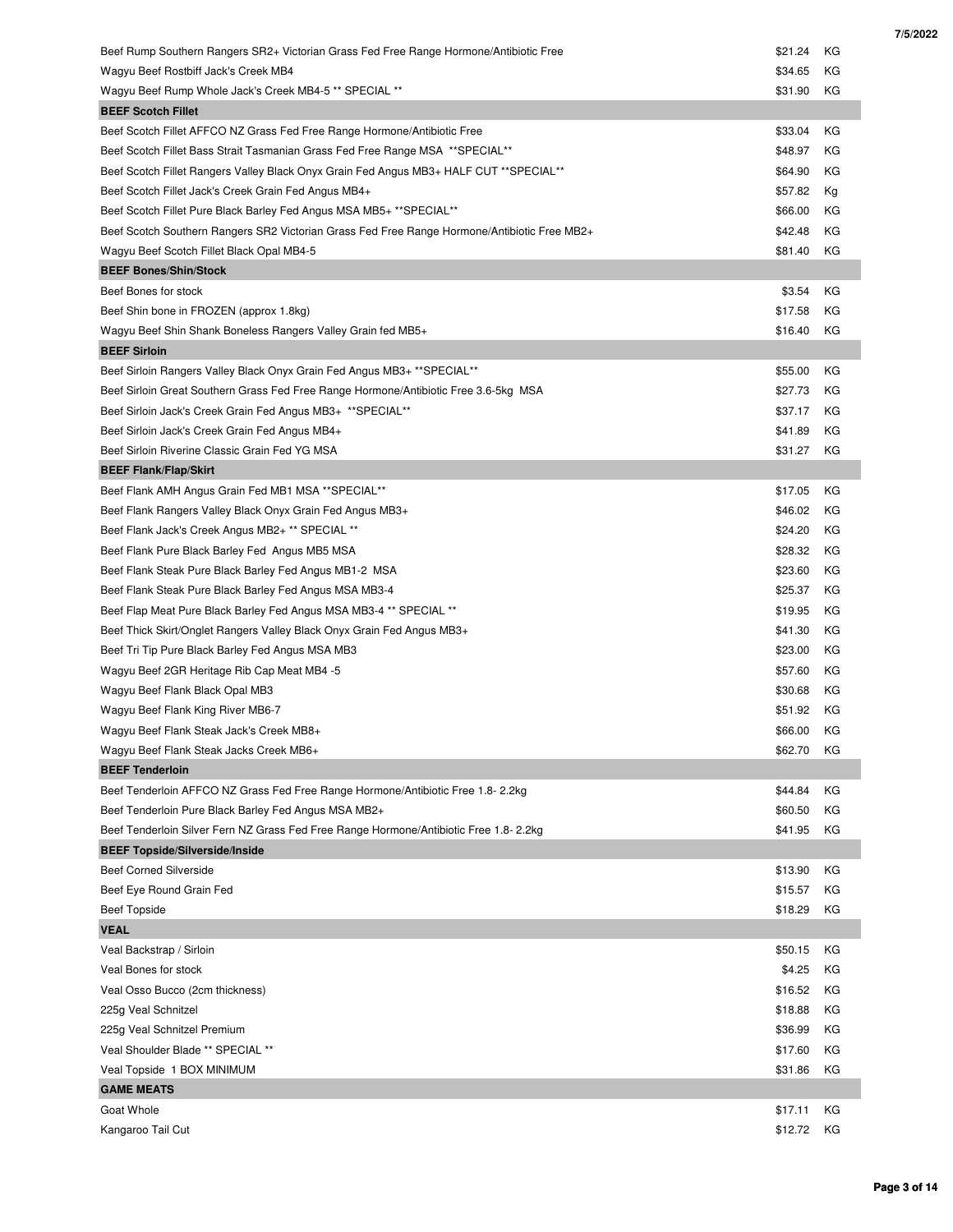| Item | Price | Unit |
|---|---|---|
| Beef Rump Southern Rangers SR2+ Victorian Grass Fed Free Range Hormone/Antibiotic Free | $21.24 | KG |
| Wagyu Beef Rostbiff Jack's Creek MB4 | $34.65 | KG |
| Wagyu Beef Rump Whole Jack's Creek MB4-5 ** SPECIAL ** | $31.90 | KG |
| **BEEF Scotch Fillet** | | |
| Beef Scotch Fillet AFFCO NZ Grass Fed Free Range Hormone/Antibiotic Free | $33.04 | KG |
| Beef Scotch Fillet Bass Strait Tasmanian Grass Fed Free Range MSA **SPECIAL** | $48.97 | KG |
| Beef Scotch Fillet Rangers Valley Black Onyx Grain Fed Angus MB3+ HALF CUT **SPECIAL** | $64.90 | KG |
| Beef Scotch Fillet Jack's Creek Grain Fed Angus MB4+ | $57.82 | Kg |
| Beef Scotch Fillet Pure Black Barley Fed Angus MSA MB5+ **SPECIAL** | $66.00 | KG |
| Beef Scotch Southern Rangers SR2 Victorian Grass Fed Free Range Hormone/Antibiotic Free MB2+ | $42.48 | KG |
| Wagyu Beef Scotch Fillet Black Opal MB4-5 | $81.40 | KG |
| **BEEF Bones/Shin/Stock** | | |
| Beef Bones for stock | $3.54 | KG |
| Beef Shin bone in FROZEN (approx 1.8kg) | $17.58 | KG |
| Wagyu Beef Shin Shank Boneless Rangers Valley Grain fed MB5+ | $16.40 | KG |
| **BEEF Sirloin** | | |
| Beef Sirloin Rangers Valley Black Onyx Grain Fed Angus MB3+ **SPECIAL** | $55.00 | KG |
| Beef Sirloin Great Southern Grass Fed Free Range Hormone/Antibiotic Free 3.6-5kg MSA | $27.73 | KG |
| Beef Sirloin Jack's Creek Grain Fed Angus MB3+ **SPECIAL** | $37.17 | KG |
| Beef Sirloin Jack's Creek Grain Fed Angus MB4+ | $41.89 | KG |
| Beef Sirloin Riverine Classic Grain Fed YG MSA | $31.27 | KG |
| **BEEF Flank/Flap/Skirt** | | |
| Beef Flank AMH Angus Grain Fed MB1 MSA **SPECIAL** | $17.05 | KG |
| Beef Flank Rangers Valley Black Onyx Grain Fed Angus MB3+ | $46.02 | KG |
| Beef Flank Jack's Creek Angus MB2+ ** SPECIAL ** | $24.20 | KG |
| Beef Flank Pure Black Barley Fed Angus MB5 MSA | $28.32 | KG |
| Beef Flank Steak Pure Black Barley Fed Angus MB1-2 MSA | $23.60 | KG |
| Beef Flank Steak Pure Black Barley Fed Angus MSA MB3-4 | $25.37 | KG |
| Beef Flap Meat Pure Black Barley Fed Angus MSA MB3-4 ** SPECIAL ** | $19.95 | KG |
| Beef Thick Skirt/Onglet Rangers Valley Black Onyx Grain Fed Angus MB3+ | $41.30 | KG |
| Beef Tri Tip Pure Black Barley Fed Angus MSA MB3 | $23.00 | KG |
| Wagyu Beef 2GR Heritage Rib Cap Meat MB4 -5 | $57.60 | KG |
| Wagyu Beef Flank Black Opal MB3 | $30.68 | KG |
| Wagyu Beef Flank King River MB6-7 | $51.92 | KG |
| Wagyu Beef Flank Steak Jack's Creek MB8+ | $66.00 | KG |
| Wagyu Beef Flank Steak Jacks Creek MB6+ | $62.70 | KG |
| **BEEF Tenderloin** | | |
| Beef Tenderloin AFFCO NZ Grass Fed Free Range Hormone/Antibiotic Free 1.8- 2.2kg | $44.84 | KG |
| Beef Tenderloin Pure Black Barley Fed Angus MSA MB2+ | $60.50 | KG |
| Beef Tenderloin Silver Fern NZ Grass Fed Free Range Hormone/Antibiotic Free 1.8- 2.2kg | $41.95 | KG |
| **BEEF Topside/Silverside/Inside** | | |
| Beef Corned Silverside | $13.90 | KG |
| Beef Eye Round Grain Fed | $15.57 | KG |
| Beef Topside | $18.29 | KG |
| **VEAL** | | |
| Veal Backstrap / Sirloin | $50.15 | KG |
| Veal Bones for stock | $4.25 | KG |
| Veal Osso Bucco (2cm thickness) | $16.52 | KG |
| 225g Veal Schnitzel | $18.88 | KG |
| 225g Veal Schnitzel Premium | $36.99 | KG |
| Veal Shoulder Blade ** SPECIAL ** | $17.60 | KG |
| Veal Topside 1 BOX MINIMUM | $31.86 | KG |
| **GAME MEATS** | | |
| Goat Whole | $17.11 | KG |
| Kangaroo Tail Cut | $12.72 | KG |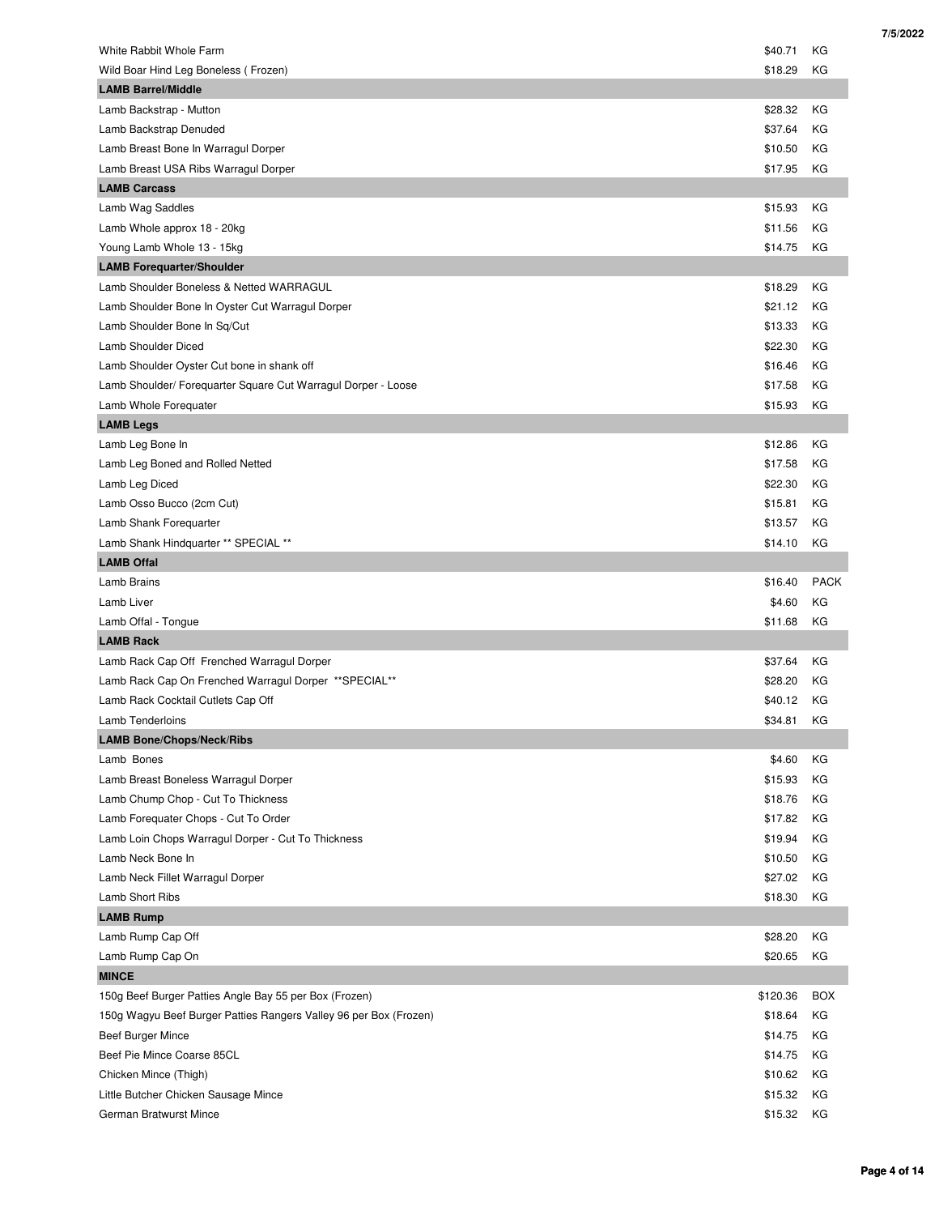| | | |
|---|---|---|
| White Rabbit Whole Farm | $40.71 | KG |
| Wild Boar Hind Leg Boneless ( Frozen) | $18.29 | KG |
| **LAMB Barrel/Middle** | | |
| Lamb Backstrap - Mutton | $28.32 | KG |
| Lamb Backstrap Denuded | $37.64 | KG |
| Lamb Breast Bone In Warragul Dorper | $10.50 | KG |
| Lamb Breast USA Ribs Warragul Dorper | $17.95 | KG |
| **LAMB Carcass** | | |
| Lamb Wag Saddles | $15.93 | KG |
| Lamb Whole approx 18 - 20kg | $11.56 | KG |
| Young Lamb Whole 13 - 15kg | $14.75 | KG |
| **LAMB Forequarter/Shoulder** | | |
| Lamb Shoulder Boneless & Netted WARRAGUL | $18.29 | KG |
| Lamb Shoulder Bone In Oyster Cut Warragul Dorper | $21.12 | KG |
| Lamb Shoulder Bone In Sq/Cut | $13.33 | KG |
| Lamb Shoulder Diced | $22.30 | KG |
| Lamb Shoulder Oyster Cut bone in shank off | $16.46 | KG |
| Lamb Shoulder/ Forequarter Square Cut Warragul Dorper - Loose | $17.58 | KG |
| Lamb Whole Forequater | $15.93 | KG |
| **LAMB Legs** | | |
| Lamb Leg Bone In | $12.86 | KG |
| Lamb Leg Boned and Rolled Netted | $17.58 | KG |
| Lamb Leg Diced | $22.30 | KG |
| Lamb Osso Bucco (2cm Cut) | $15.81 | KG |
| Lamb Shank Forequarter | $13.57 | KG |
| Lamb Shank Hindquarter ** SPECIAL ** | $14.10 | KG |
| **LAMB Offal** | | |
| Lamb Brains | $16.40 | PACK |
| Lamb Liver | $4.60 | KG |
| Lamb Offal - Tongue | $11.68 | KG |
| **LAMB Rack** | | |
| Lamb Rack Cap Off Frenched Warragul Dorper | $37.64 | KG |
| Lamb Rack Cap On Frenched Warragul Dorper **SPECIAL** | $28.20 | KG |
| Lamb Rack Cocktail Cutlets Cap Off | $40.12 | KG |
| Lamb Tenderloins | $34.81 | KG |
| **LAMB Bone/Chops/Neck/Ribs** | | |
| Lamb Bones | $4.60 | KG |
| Lamb Breast Boneless Warragul Dorper | $15.93 | KG |
| Lamb Chump Chop - Cut To Thickness | $18.76 | KG |
| Lamb Forequater Chops - Cut To Order | $17.82 | KG |
| Lamb Loin Chops Warragul Dorper - Cut To Thickness | $19.94 | KG |
| Lamb Neck Bone In | $10.50 | KG |
| Lamb Neck Fillet Warragul Dorper | $27.02 | KG |
| Lamb Short Ribs | $18.30 | KG |
| **LAMB Rump** | | |
| Lamb Rump Cap Off | $28.20 | KG |
| Lamb Rump Cap On | $20.65 | KG |
| **MINCE** | | |
| 150g Beef Burger Patties Angle Bay 55 per Box (Frozen) | $120.36 | BOX |
| 150g Wagyu Beef Burger Patties Rangers Valley 96 per Box (Frozen) | $18.64 | KG |
| Beef Burger Mince | $14.75 | KG |
| Beef Pie Mince Coarse 85CL | $14.75 | KG |
| Chicken Mince (Thigh) | $10.62 | KG |
| Little Butcher Chicken Sausage Mince | $15.32 | KG |
| German Bratwurst Mince | $15.32 | KG |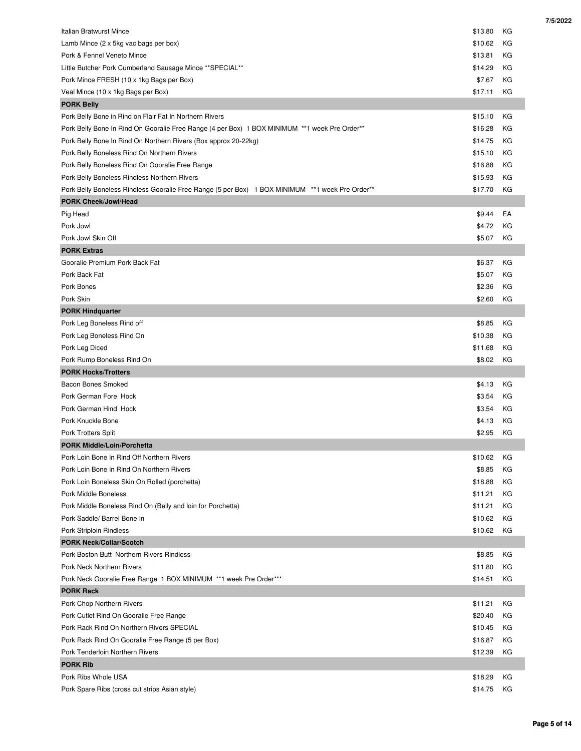| Item | Price | Unit |
|---|---|---|
| Italian Bratwurst Mince | $13.80 | KG |
| Lamb Mince (2 x 5kg vac bags per box) | $10.62 | KG |
| Pork & Fennel Veneto Mince | $13.81 | KG |
| Little Butcher Pork Cumberland Sausage Mince **SPECIAL** | $14.29 | KG |
| Pork Mince FRESH (10 x 1kg Bags per Box) | $7.67 | KG |
| Veal Mince (10 x 1kg Bags per Box) | $17.11 | KG |
| **PORK Belly** | | |
| Pork Belly Bone in Rind on Flair Fat In Northern Rivers | $15.10 | KG |
| Pork Belly Bone In Rind On Gooralie Free Range (4 per Box) 1 BOX MINIMUM **1 week Pre Order** | $16.28 | KG |
| Pork Belly Bone In Rind On Northern Rivers (Box approx 20-22kg) | $14.75 | KG |
| Pork Belly Boneless Rind On Northern Rivers | $15.10 | KG |
| Pork Belly Boneless Rind On Gooralie Free Range | $16.88 | KG |
| Pork Belly Boneless Rindless Northern Rivers | $15.93 | KG |
| Pork Belly Boneless Rindless Gooralie Free Range (5 per Box) 1 BOX MINIMUM **1 week Pre Order** | $17.70 | KG |
| **PORK Cheek/Jowl/Head** | | |
| Pig Head | $9.44 | EA |
| Pork Jowl | $4.72 | KG |
| Pork Jowl Skin Off | $5.07 | KG |
| **PORK Extras** | | |
| Gooralie Premium Pork Back Fat | $6.37 | KG |
| Pork Back Fat | $5.07 | KG |
| Pork Bones | $2.36 | KG |
| Pork Skin | $2.60 | KG |
| **PORK Hindquarter** | | |
| Pork Leg Boneless Rind off | $8.85 | KG |
| Pork Leg Boneless Rind On | $10.38 | KG |
| Pork Leg Diced | $11.68 | KG |
| Pork Rump Boneless Rind On | $8.02 | KG |
| **PORK Hocks/Trotters** | | |
| Bacon Bones Smoked | $4.13 | KG |
| Pork German Fore Hock | $3.54 | KG |
| Pork German Hind Hock | $3.54 | KG |
| Pork Knuckle Bone | $4.13 | KG |
| Pork Trotters Split | $2.95 | KG |
| **PORK Middle/Loin/Porchetta** | | |
| Pork Loin Bone In Rind Off Northern Rivers | $10.62 | KG |
| Pork Loin Bone In Rind On Northern Rivers | $8.85 | KG |
| Pork Loin Boneless Skin On Rolled (porchetta) | $18.88 | KG |
| Pork Middle Boneless | $11.21 | KG |
| Pork Middle Boneless Rind On (Belly and loin for Porchetta) | $11.21 | KG |
| Pork Saddle/ Barrel Bone In | $10.62 | KG |
| Pork Striploin Rindless | $10.62 | KG |
| **PORK Neck/Collar/Scotch** | | |
| Pork Boston Butt Northern Rivers Rindless | $8.85 | KG |
| Pork Neck Northern Rivers | $11.80 | KG |
| Pork Neck Gooralie Free Range 1 BOX MINIMUM **1 week Pre Order*** | $14.51 | KG |
| **PORK Rack** | | |
| Pork Chop Northern Rivers | $11.21 | KG |
| Pork Cutlet Rind On Gooralie Free Range | $20.40 | KG |
| Pork Rack Rind On Northern Rivers SPECIAL | $10.45 | KG |
| Pork Rack Rind On Gooralie Free Range (5 per Box) | $16.87 | KG |
| Pork Tenderloin Northern Rivers | $12.39 | KG |
| **PORK Rib** | | |
| Pork Ribs Whole USA | $18.29 | KG |
| Pork Spare Ribs (cross cut strips Asian style) | $14.75 | KG |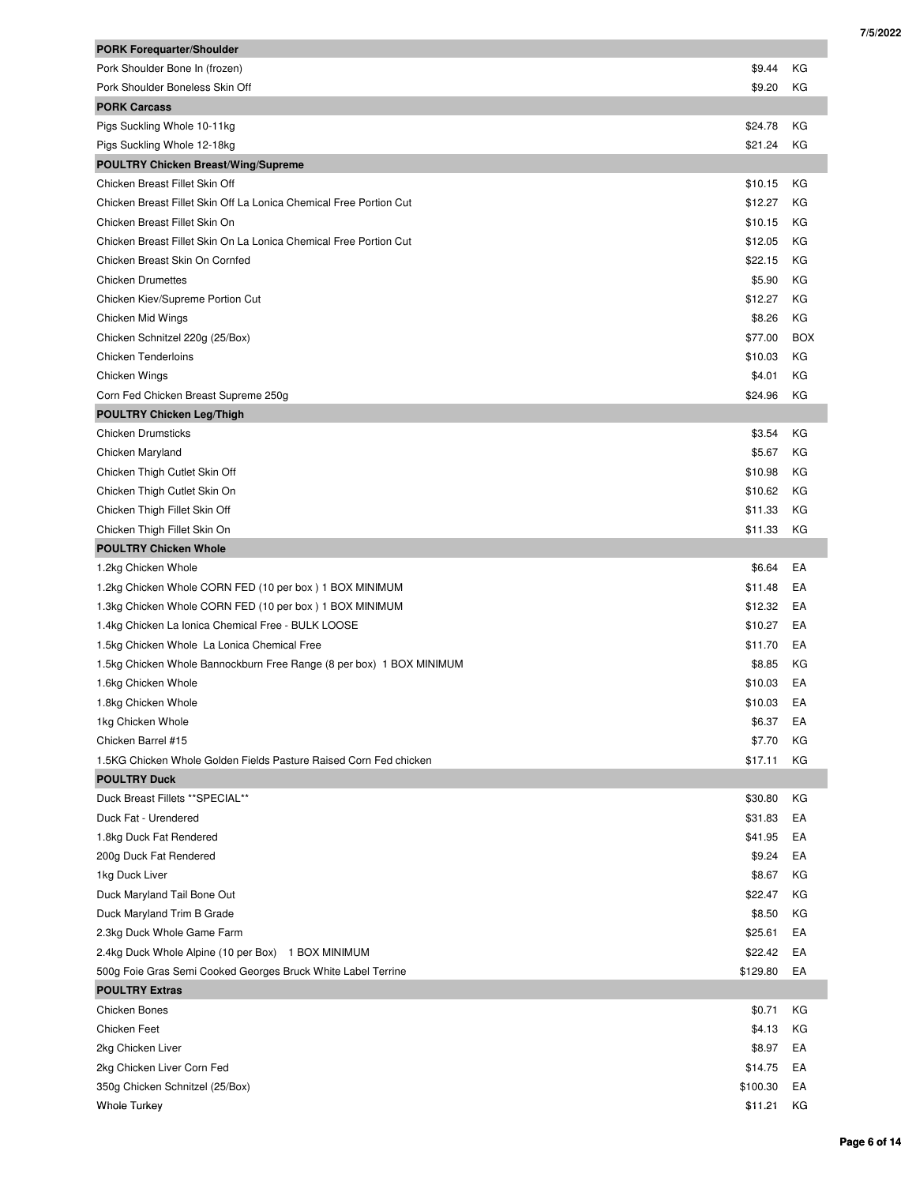| PORK Forequarter/Shoulder | | |
|---|---|---|
| Pork Shoulder Bone In (frozen) | $9.44 | KG |
| Pork Shoulder Boneless Skin Off | $9.20 | KG |
| **PORK Carcass** | | |
| Pigs Suckling Whole 10-11kg | $24.78 | KG |
| Pigs Suckling Whole 12-18kg | $21.24 | KG |
| **POULTRY Chicken Breast/Wing/Supreme** | | |
| Chicken Breast Fillet Skin Off | $10.15 | KG |
| Chicken Breast Fillet Skin Off La Lonica Chemical Free Portion Cut | $12.27 | KG |
| Chicken Breast Fillet Skin On | $10.15 | KG |
| Chicken Breast Fillet Skin On La Lonica Chemical Free Portion Cut | $12.05 | KG |
| Chicken Breast Skin On Cornfed | $22.15 | KG |
| Chicken Drumettes | $5.90 | KG |
| Chicken Kiev/Supreme Portion Cut | $12.27 | KG |
| Chicken Mid Wings | $8.26 | KG |
| Chicken Schnitzel 220g (25/Box) | $77.00 | BOX |
| Chicken Tenderloins | $10.03 | KG |
| Chicken Wings | $4.01 | KG |
| Corn Fed Chicken Breast Supreme 250g | $24.96 | KG |
| **POULTRY Chicken Leg/Thigh** | | |
| Chicken Drumsticks | $3.54 | KG |
| Chicken Maryland | $5.67 | KG |
| Chicken Thigh Cutlet Skin Off | $10.98 | KG |
| Chicken Thigh Cutlet Skin On | $10.62 | KG |
| Chicken Thigh Fillet Skin Off | $11.33 | KG |
| Chicken Thigh Fillet Skin On | $11.33 | KG |
| **POULTRY Chicken Whole** | | |
| 1.2kg Chicken Whole | $6.64 | EA |
| 1.2kg Chicken Whole CORN FED (10 per box ) 1 BOX MINIMUM | $11.48 | EA |
| 1.3kg Chicken Whole CORN FED (10 per box ) 1 BOX MINIMUM | $12.32 | EA |
| 1.4kg Chicken La lonica Chemical Free - BULK LOOSE | $10.27 | EA |
| 1.5kg Chicken Whole La Lonica Chemical Free | $11.70 | EA |
| 1.5kg Chicken Whole Bannockburn Free Range (8 per box) 1 BOX MINIMUM | $8.85 | KG |
| 1.6kg Chicken Whole | $10.03 | EA |
| 1.8kg Chicken Whole | $10.03 | EA |
| 1kg Chicken Whole | $6.37 | EA |
| Chicken Barrel #15 | $7.70 | KG |
| 1.5KG Chicken Whole Golden Fields Pasture Raised Corn Fed chicken | $17.11 | KG |
| **POULTRY Duck** | | |
| Duck Breast Fillets **SPECIAL** | $30.80 | KG |
| Duck Fat - Urendered | $31.83 | EA |
| 1.8kg Duck Fat Rendered | $41.95 | EA |
| 200g Duck Fat Rendered | $9.24 | EA |
| 1kg Duck Liver | $8.67 | KG |
| Duck Maryland Tail Bone Out | $22.47 | KG |
| Duck Maryland Trim B Grade | $8.50 | KG |
| 2.3kg Duck Whole Game Farm | $25.61 | EA |
| 2.4kg Duck Whole Alpine (10 per Box) 1 BOX MINIMUM | $22.42 | EA |
| 500g Foie Gras Semi Cooked Georges Bruck White Label Terrine | $129.80 | EA |
| **POULTRY Extras** | | |
| Chicken Bones | $0.71 | KG |
| Chicken Feet | $4.13 | KG |
| 2kg Chicken Liver | $8.97 | EA |
| 2kg Chicken Liver Corn Fed | $14.75 | EA |
| 350g Chicken Schnitzel (25/Box) | $100.30 | EA |
| Whole Turkey | $11.21 | KG |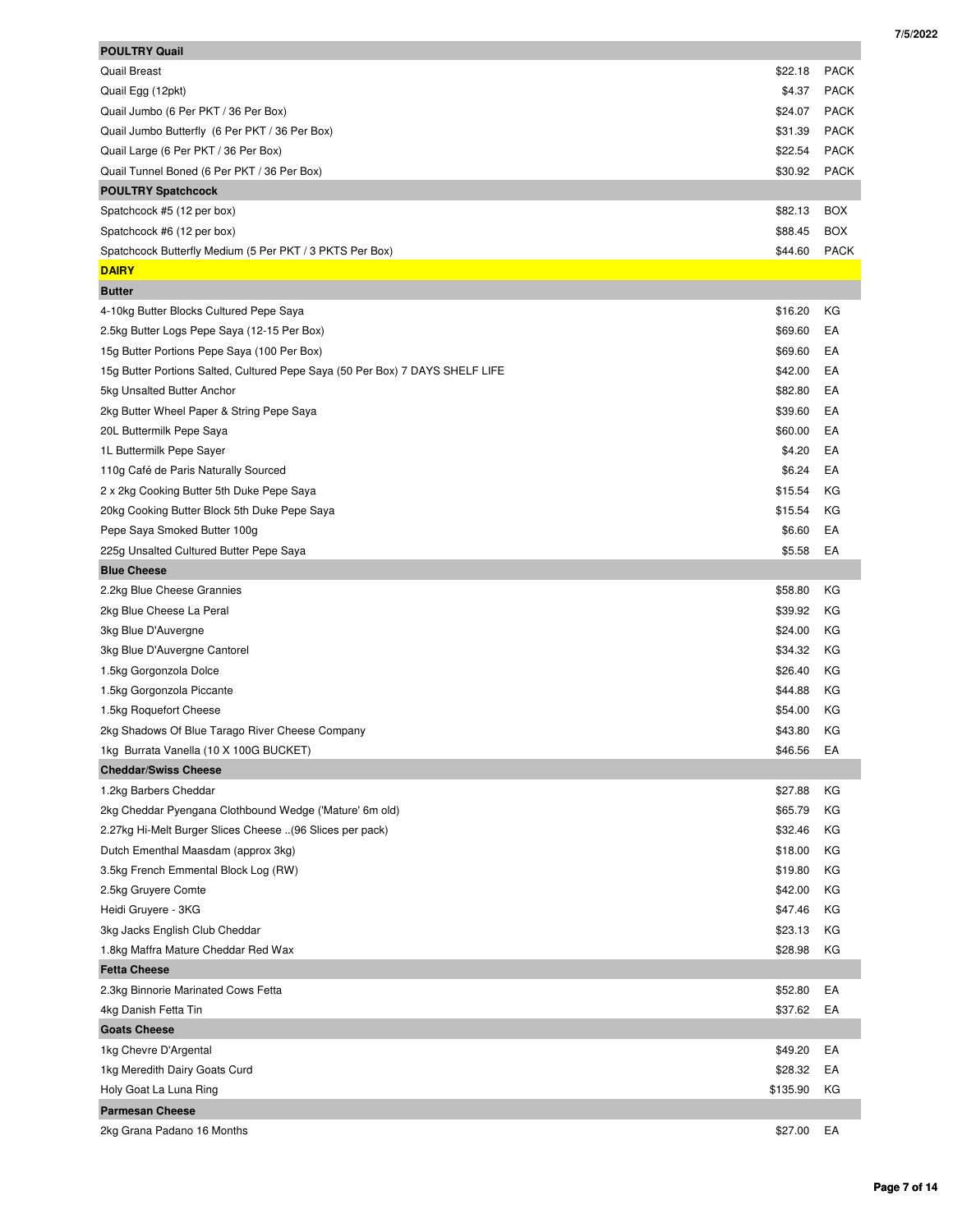| POULTRY Quail | | |
|---|---|---|
| Quail Breast | $22.18 | PACK |
| Quail Egg (12pkt) | $4.37 | PACK |
| Quail Jumbo (6 Per PKT / 36 Per Box) | $24.07 | PACK |
| Quail Jumbo Butterfly (6 Per PKT / 36 Per Box) | $31.39 | PACK |
| Quail Large (6 Per PKT / 36 Per Box) | $22.54 | PACK |
| Quail Tunnel Boned (6 Per PKT / 36 Per Box) | $30.92 | PACK |
| **POULTRY Spatchcock** | | |
| Spatchcock #5 (12 per box) | $82.13 | BOX |
| Spatchcock #6 (12 per box) | $88.45 | BOX |
| Spatchcock Butterfly Medium (5 Per PKT / 3 PKTS Per Box) | $44.60 | PACK |
| **DAIRY** | | |
| **Butter** | | |
| 4-10kg Butter Blocks Cultured Pepe Saya | $16.20 | KG |
| 2.5kg Butter Logs Pepe Saya (12-15 Per Box) | $69.60 | EA |
| 15g Butter Portions Pepe Saya (100 Per Box) | $69.60 | EA |
| 15g Butter Portions Salted, Cultured Pepe Saya (50 Per Box) 7 DAYS SHELF LIFE | $42.00 | EA |
| 5kg Unsalted Butter Anchor | $82.80 | EA |
| 2kg Butter Wheel Paper & String Pepe Saya | $39.60 | EA |
| 20L Buttermilk Pepe Saya | $60.00 | EA |
| 1L Buttermilk Pepe Sayer | $4.20 | EA |
| 110g Café de Paris Naturally Sourced | $6.24 | EA |
| 2 x 2kg Cooking Butter 5th Duke Pepe Saya | $15.54 | KG |
| 20kg Cooking Butter Block 5th Duke Pepe Saya | $15.54 | KG |
| Pepe Saya Smoked Butter 100g | $6.60 | EA |
| 225g Unsalted Cultured Butter Pepe Saya | $5.58 | EA |
| **Blue Cheese** | | |
| 2.2kg Blue Cheese Grannies | $58.80 | KG |
| 2kg Blue Cheese La Peral | $39.92 | KG |
| 3kg Blue D'Auvergne | $24.00 | KG |
| 3kg Blue D'Auvergne Cantorel | $34.32 | KG |
| 1.5kg Gorgonzola Dolce | $26.40 | KG |
| 1.5kg Gorgonzola Piccante | $44.88 | KG |
| 1.5kg Roquefort Cheese | $54.00 | KG |
| 2kg Shadows Of Blue Tarago River Cheese Company | $43.80 | KG |
| 1kg Burrata Vanella (10 X 100G BUCKET) | $46.56 | EA |
| **Cheddar/Swiss Cheese** | | |
| 1.2kg Barbers Cheddar | $27.88 | KG |
| 2kg Cheddar Pyengana Clothbound Wedge ('Mature' 6m old) | $65.79 | KG |
| 2.27kg Hi-Melt Burger Slices Cheese ..(96 Slices per pack) | $32.46 | KG |
| Dutch Ementhal Maasdam (approx 3kg) | $18.00 | KG |
| 3.5kg French Emmental Block Log (RW) | $19.80 | KG |
| 2.5kg Gruyere Comte | $42.00 | KG |
| Heidi Gruyere - 3KG | $47.46 | KG |
| 3kg Jacks English Club Cheddar | $23.13 | KG |
| 1.8kg Maffra Mature Cheddar Red Wax | $28.98 | KG |
| **Fetta Cheese** | | |
| 2.3kg Binnorie Marinated Cows Fetta | $52.80 | EA |
| 4kg Danish Fetta Tin | $37.62 | EA |
| **Goats Cheese** | | |
| 1kg Chevre D'Argental | $49.20 | EA |
| 1kg Meredith Dairy Goats Curd | $28.32 | EA |
| Holy Goat La Luna Ring | $135.90 | KG |
| **Parmesan Cheese** | | |
| 2kg Grana Padano 16 Months | $27.00 | EA |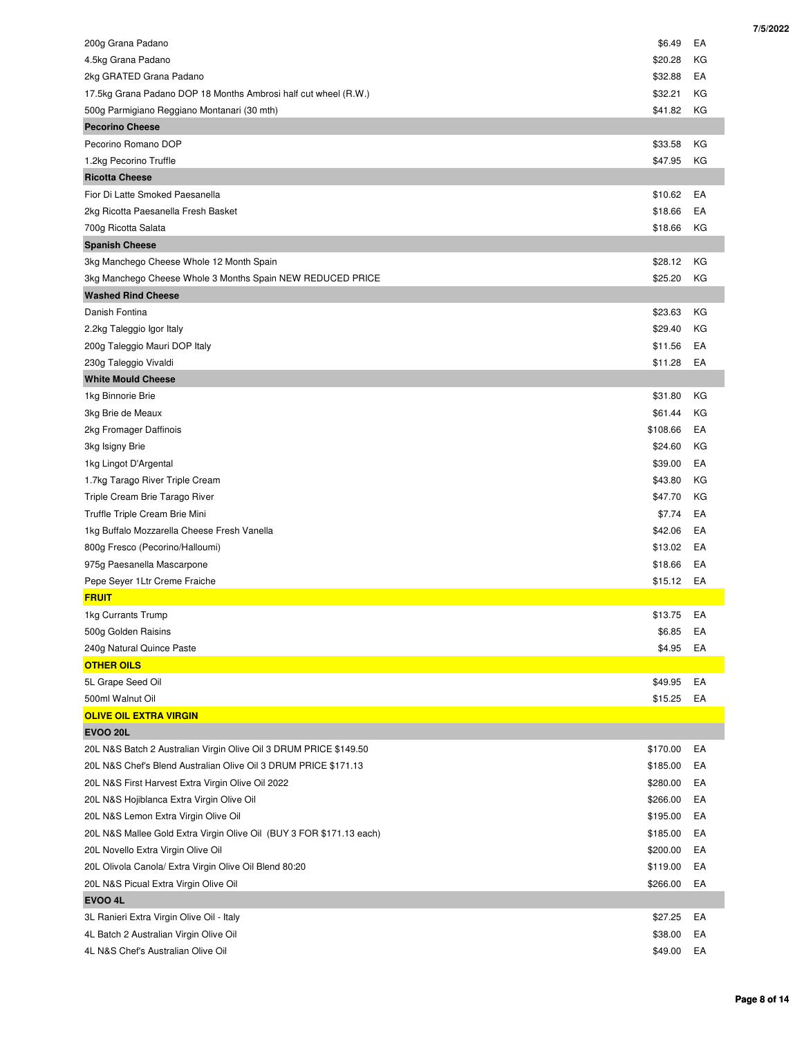| Product | Price | Unit |
|---|---|---|
| 200g Grana Padano | $6.49 | EA |
| 4.5kg Grana Padano | $20.28 | KG |
| 2kg GRATED Grana Padano | $32.88 | EA |
| 17.5kg Grana Padano DOP 18 Months Ambrosi half cut wheel (R.W.) | $32.21 | KG |
| 500g Parmigiano Reggiano Montanari (30 mth) | $41.82 | KG |
| **Pecorino Cheese** | | |
| Pecorino Romano DOP | $33.58 | KG |
| 1.2kg Pecorino Truffle | $47.95 | KG |
| **Ricotta Cheese** | | |
| Fior Di Latte Smoked Paesanella | $10.62 | EA |
| 2kg Ricotta Paesanella Fresh Basket | $18.66 | EA |
| 700g Ricotta Salata | $18.66 | KG |
| **Spanish Cheese** | | |
| 3kg Manchego Cheese Whole 12 Month Spain | $28.12 | KG |
| 3kg Manchego Cheese Whole 3 Months Spain NEW REDUCED PRICE | $25.20 | KG |
| **Washed Rind Cheese** | | |
| Danish Fontina | $23.63 | KG |
| 2.2kg Taleggio Igor Italy | $29.40 | KG |
| 200g Taleggio Mauri DOP Italy | $11.56 | EA |
| 230g Taleggio Vivaldi | $11.28 | EA |
| **White Mould Cheese** | | |
| 1kg Binnorie Brie | $31.80 | KG |
| 3kg Brie de Meaux | $61.44 | KG |
| 2kg Fromager Daffinois | $108.66 | EA |
| 3kg Isigny Brie | $24.60 | KG |
| 1kg Lingot D'Argental | $39.00 | EA |
| 1.7kg Tarago River Triple Cream | $43.80 | KG |
| Triple Cream Brie Tarago River | $47.70 | KG |
| Truffle Triple Cream Brie Mini | $7.74 | EA |
| 1kg Buffalo Mozzarella Cheese Fresh Vanella | $42.06 | EA |
| 800g Fresco (Pecorino/Halloumi) | $13.02 | EA |
| 975g Paesanella Mascarpone | $18.66 | EA |
| Pepe Seyer 1Ltr Creme Fraiche | $15.12 | EA |
| **FRUIT** | | |
| 1kg Currants Trump | $13.75 | EA |
| 500g Golden Raisins | $6.85 | EA |
| 240g Natural Quince Paste | $4.95 | EA |
| **OTHER OILS** | | |
| 5L Grape Seed Oil | $49.95 | EA |
| 500ml Walnut Oil | $15.25 | EA |
| **OLIVE OIL EXTRA VIRGIN** | | |
| **EVOO 20L** | | |
| 20L N&S Batch 2 Australian Virgin Olive Oil 3 DRUM PRICE $149.50 | $170.00 | EA |
| 20L N&S Chef's Blend Australian Olive Oil 3 DRUM PRICE $171.13 | $185.00 | EA |
| 20L N&S First Harvest Extra Virgin Olive Oil 2022 | $280.00 | EA |
| 20L N&S Hojiblanca Extra Virgin Olive Oil | $266.00 | EA |
| 20L N&S Lemon Extra Virgin Olive Oil | $195.00 | EA |
| 20L N&S Mallee Gold Extra Virgin Olive Oil (BUY 3 FOR $171.13 each) | $185.00 | EA |
| 20L Novello Extra Virgin Olive Oil | $200.00 | EA |
| 20L Olivola Canola/ Extra Virgin Olive Oil Blend 80:20 | $119.00 | EA |
| 20L N&S Picual Extra Virgin Olive Oil | $266.00 | EA |
| **EVOO 4L** | | |
| 3L Ranieri Extra Virgin Olive Oil - Italy | $27.25 | EA |
| 4L Batch 2 Australian Virgin Olive Oil | $38.00 | EA |
| 4L N&S Chef's Australian Olive Oil | $49.00 | EA |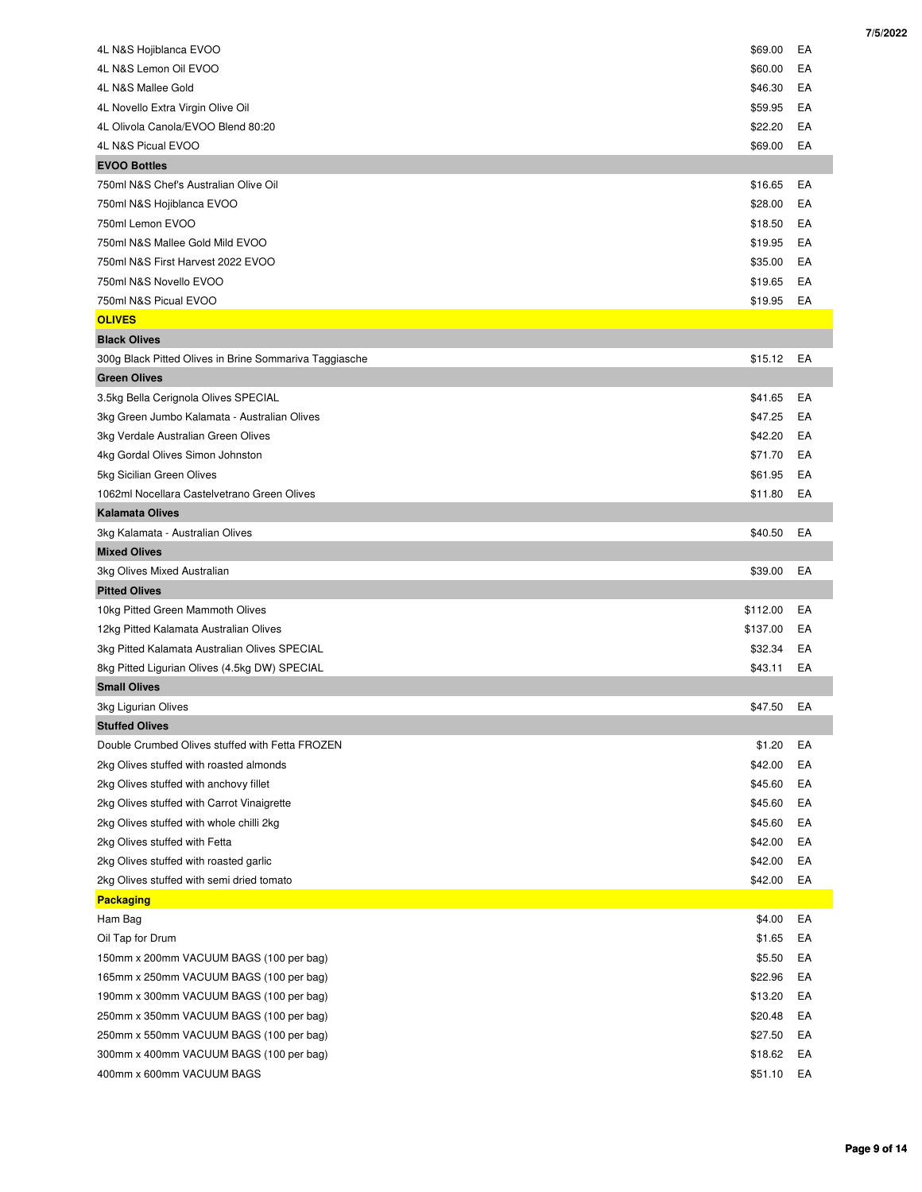| | | |
|---|---|---|
| 4L N&S Hojiblanca EVOO | $69.00 | EA |
| 4L N&S Lemon Oil EVOO | $60.00 | EA |
| 4L N&S Mallee Gold | $46.30 | EA |
| 4L Novello Extra Virgin Olive Oil | $59.95 | EA |
| 4L Olivola Canola/EVOO Blend 80:20 | $22.20 | EA |
| 4L N&S Picual EVOO | $69.00 | EA |
| **EVOO Bottles** | | |
| 750ml N&S Chef's Australian Olive Oil | $16.65 | EA |
| 750ml N&S Hojiblanca EVOO | $28.00 | EA |
| 750ml Lemon EVOO | $18.50 | EA |
| 750ml N&S Mallee Gold Mild EVOO | $19.95 | EA |
| 750ml N&S First Harvest 2022 EVOO | $35.00 | EA |
| 750ml N&S Novello EVOO | $19.65 | EA |
| 750ml N&S Picual EVOO | $19.95 | EA |
| **OLIVES** | | |
| **Black Olives** | | |
| 300g Black Pitted Olives in Brine Sommariva Taggiasche | $15.12 | EA |
| **Green Olives** | | |
| 3.5kg Bella Cerignola Olives SPECIAL | $41.65 | EA |
| 3kg Green Jumbo Kalamata - Australian Olives | $47.25 | EA |
| 3kg Verdale Australian Green Olives | $42.20 | EA |
| 4kg Gordal Olives Simon Johnston | $71.70 | EA |
| 5kg Sicilian Green Olives | $61.95 | EA |
| 1062ml Nocellara Castelvetrano Green Olives | $11.80 | EA |
| **Kalamata Olives** | | |
| 3kg Kalamata - Australian Olives | $40.50 | EA |
| **Mixed Olives** | | |
| 3kg Olives Mixed Australian | $39.00 | EA |
| **Pitted Olives** | | |
| 10kg Pitted Green Mammoth Olives | $112.00 | EA |
| 12kg Pitted Kalamata Australian Olives | $137.00 | EA |
| 3kg Pitted Kalamata Australian Olives SPECIAL | $32.34 | EA |
| 8kg Pitted Ligurian Olives (4.5kg DW) SPECIAL | $43.11 | EA |
| **Small Olives** | | |
| 3kg Ligurian Olives | $47.50 | EA |
| **Stuffed Olives** | | |
| Double Crumbed Olives stuffed with Fetta FROZEN | $1.20 | EA |
| 2kg Olives stuffed with roasted almonds | $42.00 | EA |
| 2kg Olives stuffed with anchovy fillet | $45.60 | EA |
| 2kg Olives stuffed with Carrot Vinaigrette | $45.60 | EA |
| 2kg Olives stuffed with whole chilli 2kg | $45.60 | EA |
| 2kg Olives stuffed with Fetta | $42.00 | EA |
| 2kg Olives stuffed with roasted garlic | $42.00 | EA |
| 2kg Olives stuffed with semi dried tomato | $42.00 | EA |
| **Packaging** | | |
| Ham Bag | $4.00 | EA |
| Oil Tap for Drum | $1.65 | EA |
| 150mm x 200mm VACUUM BAGS (100 per bag) | $5.50 | EA |
| 165mm x 250mm VACUUM BAGS (100 per bag) | $22.96 | EA |
| 190mm x 300mm VACUUM BAGS (100 per bag) | $13.20 | EA |
| 250mm x 350mm VACUUM BAGS (100 per bag) | $20.48 | EA |
| 250mm x 550mm VACUUM BAGS (100 per bag) | $27.50 | EA |
| 300mm x 400mm VACUUM BAGS (100 per bag) | $18.62 | EA |
| 400mm x 600mm VACUUM BAGS | $51.10 | EA |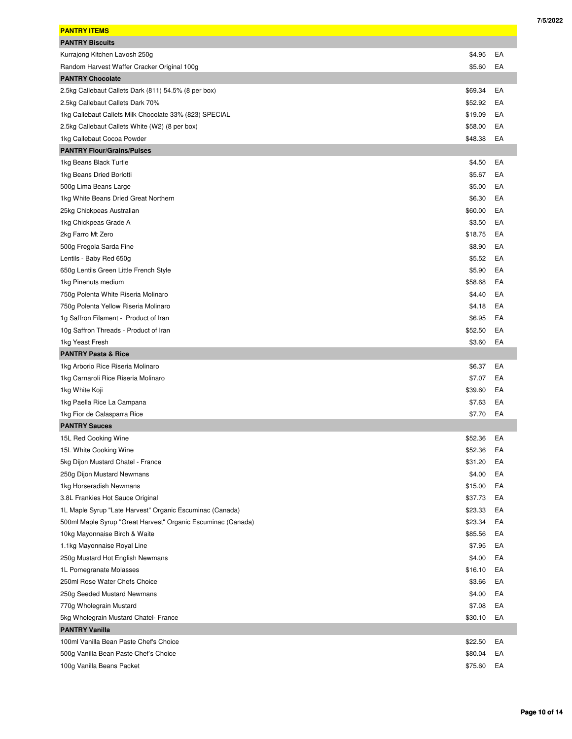| PANTRY ITEMS | | |
|---|---|---|
| **PANTRY Biscuits** | | |
| Kurrajong Kitchen Lavosh 250g | $4.95 | EA |
| Random Harvest Waffer Cracker Original 100g | $5.60 | EA |
| **PANTRY Chocolate** | | |
| 2.5kg Callebaut Callets Dark (811) 54.5% (8 per box) | $69.34 | EA |
| 2.5kg Callebaut Callets Dark 70% | $52.92 | EA |
| 1kg Callebaut Callets Milk Chocolate 33% (823) SPECIAL | $19.09 | EA |
| 2.5kg Callebaut Callets White (W2) (8 per box) | $58.00 | EA |
| 1kg Callebaut Cocoa Powder | $48.38 | EA |
| **PANTRY Flour/Grains/Pulses** | | |
| 1kg Beans Black Turtle | $4.50 | EA |
| 1kg Beans Dried Borlotti | $5.67 | EA |
| 500g Lima Beans Large | $5.00 | EA |
| 1kg White Beans Dried Great Northern | $6.30 | EA |
| 25kg Chickpeas Australian | $60.00 | EA |
| 1kg Chickpeas Grade A | $3.50 | EA |
| 2kg Farro Mt Zero | $18.75 | EA |
| 500g Fregola Sarda Fine | $8.90 | EA |
| Lentils - Baby Red 650g | $5.52 | EA |
| 650g Lentils Green Little French Style | $5.90 | EA |
| 1kg Pinenuts medium | $58.68 | EA |
| 750g Polenta White Riseria Molinaro | $4.40 | EA |
| 750g Polenta Yellow Riseria Molinaro | $4.18 | EA |
| 1g Saffron Filament - Product of Iran | $6.95 | EA |
| 10g Saffron Threads - Product of Iran | $52.50 | EA |
| 1kg Yeast Fresh | $3.60 | EA |
| **PANTRY Pasta & Rice** | | |
| 1kg Arborio Rice Riseria Molinaro | $6.37 | EA |
| 1kg Carnaroli Rice Riseria Molinaro | $7.07 | EA |
| 1kg White Koji | $39.60 | EA |
| 1kg Paella Rice La Campana | $7.63 | EA |
| 1kg Fior de Calasparra Rice | $7.70 | EA |
| **PANTRY Sauces** | | |
| 15L Red Cooking Wine | $52.36 | EA |
| 15L White Cooking Wine | $52.36 | EA |
| 5kg Dijon Mustard Chatel - France | $31.20 | EA |
| 250g Dijon Mustard Newmans | $4.00 | EA |
| 1kg Horseradish Newmans | $15.00 | EA |
| 3.8L Frankies Hot Sauce Original | $37.73 | EA |
| 1L Maple Syrup "Late Harvest" Organic Escuminac (Canada) | $23.33 | EA |
| 500ml Maple Syrup "Great Harvest" Organic Escuminac (Canada) | $23.34 | EA |
| 10kg Mayonnaise Birch & Waite | $85.56 | EA |
| 1.1kg Mayonnaise Royal Line | $7.95 | EA |
| 250g Mustard Hot English Newmans | $4.00 | EA |
| 1L Pomegranate Molasses | $16.10 | EA |
| 250ml Rose Water Chefs Choice | $3.66 | EA |
| 250g Seeded Mustard Newmans | $4.00 | EA |
| 770g Wholegrain Mustard | $7.08 | EA |
| 5kg Wholegrain Mustard Chatel- France | $30.10 | EA |
| **PANTRY Vanilla** | | |
| 100ml Vanilla Bean Paste Chef's Choice | $22.50 | EA |
| 500g Vanilla Bean Paste Chef's Choice | $80.04 | EA |
| 100g Vanilla Beans Packet | $75.60 | EA |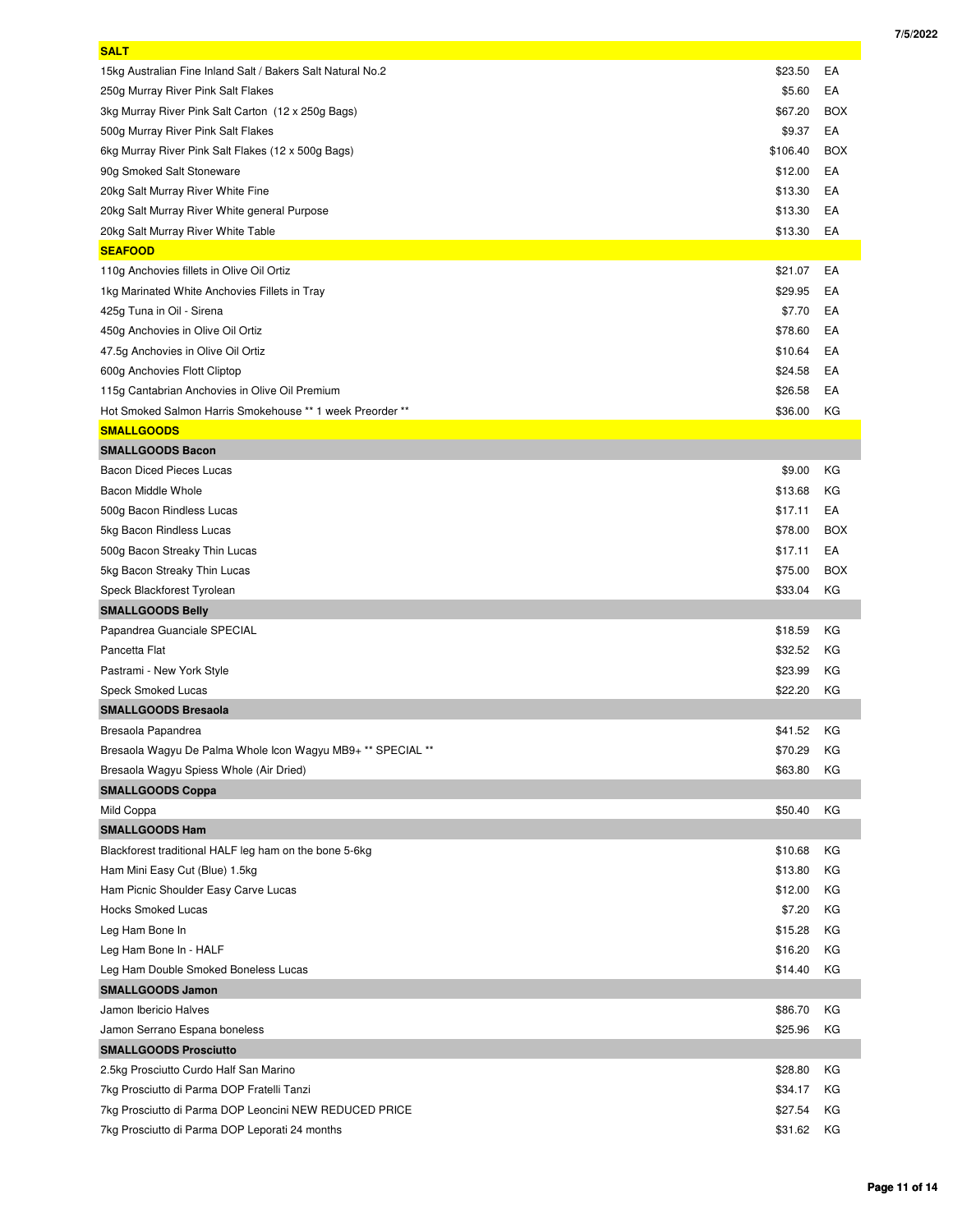## SALT

| Item | Price | Unit |
|---|---|---|
| 15kg Australian Fine Inland Salt / Bakers Salt Natural No.2 | $23.50 | EA |
| 250g Murray River Pink Salt Flakes | $5.60 | EA |
| 3kg Murray River Pink Salt Carton (12 x 250g Bags) | $67.20 | BOX |
| 500g Murray River Pink Salt Flakes | $9.37 | EA |
| 6kg Murray River Pink Salt Flakes (12 x 500g Bags) | $106.40 | BOX |
| 90g Smoked Salt Stoneware | $12.00 | EA |
| 20kg Salt Murray River White Fine | $13.30 | EA |
| 20kg Salt Murray River White general Purpose | $13.30 | EA |
| 20kg Salt Murray River White Table | $13.30 | EA |

## SEAFOOD

| Item | Price | Unit |
|---|---|---|
| 110g Anchovies fillets in Olive Oil Ortiz | $21.07 | EA |
| 1kg Marinated White Anchovies Fillets in Tray | $29.95 | EA |
| 425g Tuna in Oil - Sirena | $7.70 | EA |
| 450g Anchovies in Olive Oil Ortiz | $78.60 | EA |
| 47.5g Anchovies in Olive Oil Ortiz | $10.64 | EA |
| 600g Anchovies Flott Cliptop | $24.58 | EA |
| 115g Cantabrian Anchovies in Olive Oil Premium | $26.58 | EA |
| Hot Smoked Salmon Harris Smokehouse ** 1 week Preorder ** | $36.00 | KG |

## SMALLGOODS

### SMALLGOODS Bacon

| Item | Price | Unit |
|---|---|---|
| Bacon Diced Pieces Lucas | $9.00 | KG |
| Bacon Middle Whole | $13.68 | KG |
| 500g Bacon Rindless Lucas | $17.11 | EA |
| 5kg Bacon Rindless Lucas | $78.00 | BOX |
| 500g Bacon Streaky Thin Lucas | $17.11 | EA |
| 5kg Bacon Streaky Thin Lucas | $75.00 | BOX |
| Speck Blackforest Tyrolean | $33.04 | KG |

### SMALLGOODS Belly

| Item | Price | Unit |
|---|---|---|
| Papandrea Guanciale SPECIAL | $18.59 | KG |
| Pancetta Flat | $32.52 | KG |
| Pastrami - New York Style | $23.99 | KG |
| Speck Smoked Lucas | $22.20 | KG |

### SMALLGOODS Bresaola

| Item | Price | Unit |
|---|---|---|
| Bresaola Papandrea | $41.52 | KG |
| Bresaola Wagyu De Palma Whole Icon Wagyu MB9+ ** SPECIAL ** | $70.29 | KG |
| Bresaola Wagyu Spiess Whole (Air Dried) | $63.80 | KG |

### SMALLGOODS Coppa

| Item | Price | Unit |
|---|---|---|
| Mild Coppa | $50.40 | KG |

### SMALLGOODS Ham

| Item | Price | Unit |
|---|---|---|
| Blackforest traditional HALF leg ham on the bone 5-6kg | $10.68 | KG |
| Ham Mini Easy Cut (Blue) 1.5kg | $13.80 | KG |
| Ham Picnic Shoulder Easy Carve Lucas | $12.00 | KG |
| Hocks Smoked Lucas | $7.20 | KG |
| Leg Ham Bone In | $15.28 | KG |
| Leg Ham Bone In - HALF | $16.20 | KG |
| Leg Ham Double Smoked Boneless Lucas | $14.40 | KG |

### SMALLGOODS Jamon

| Item | Price | Unit |
|---|---|---|
| Jamon Ibericio Halves | $86.70 | KG |
| Jamon Serrano Espana boneless | $25.96 | KG |

### SMALLGOODS Prosciutto

| Item | Price | Unit |
|---|---|---|
| 2.5kg Prosciutto Curdo Half San Marino | $28.80 | KG |
| 7kg Prosciutto di Parma DOP Fratelli Tanzi | $34.17 | KG |
| 7kg Prosciutto di Parma DOP Leoncini NEW REDUCED PRICE | $27.54 | KG |
| 7kg Prosciutto di Parma DOP Leporati 24 months | $31.62 | KG |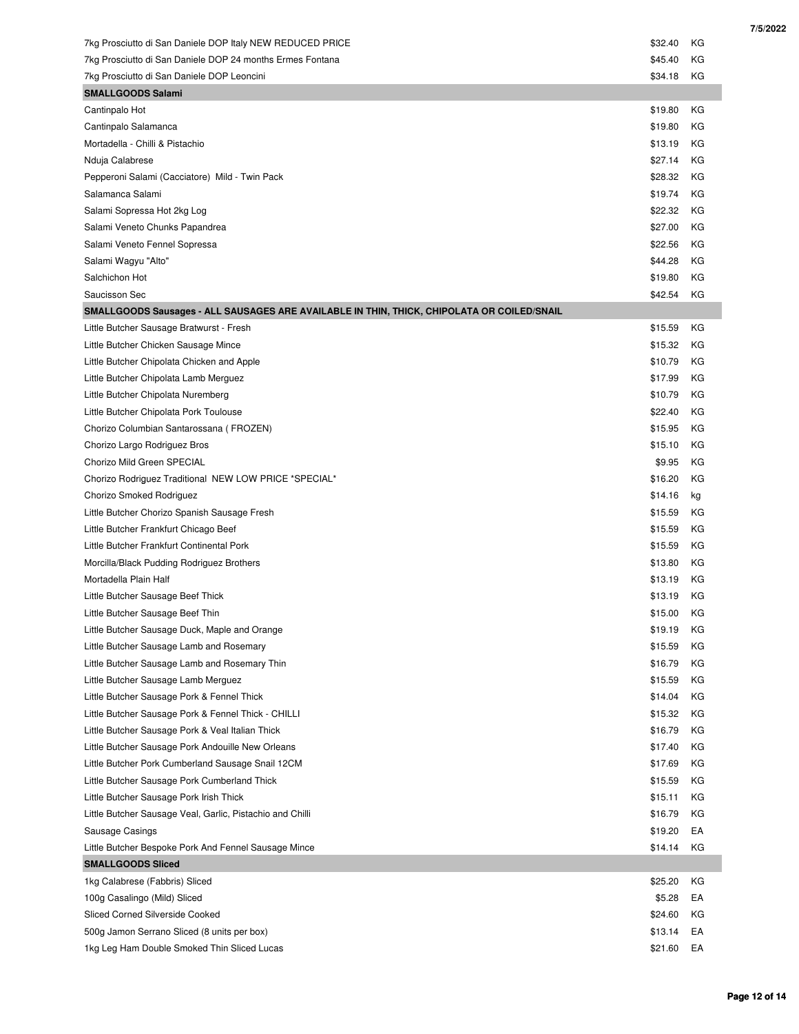| | | |
|---|---|---|
| 7kg Prosciutto di San Daniele DOP Italy NEW REDUCED PRICE | $32.40 | KG |
| 7kg Prosciutto di San Daniele DOP 24 months Ermes Fontana | $45.40 | KG |
| 7kg Prosciutto di San Daniele DOP Leoncini | $34.18 | KG |
| **SMALLGOODS Salami** | | |
| Cantinpalo Hot | $19.80 | KG |
| Cantinpalo Salamanca | $19.80 | KG |
| Mortadella - Chilli & Pistachio | $13.19 | KG |
| Nduja Calabrese | $27.14 | KG |
| Pepperoni Salami (Cacciatore) Mild - Twin Pack | $28.32 | KG |
| Salamanca Salami | $19.74 | KG |
| Salami Sopressa Hot 2kg Log | $22.32 | KG |
| Salami Veneto Chunks Papandrea | $27.00 | KG |
| Salami Veneto Fennel Sopressa | $22.56 | KG |
| Salami Wagyu "Alto" | $44.28 | KG |
| Salchichon Hot | $19.80 | KG |
| Saucisson Sec | $42.54 | KG |
| **SMALLGOODS Sausages - ALL SAUSAGES ARE AVAILABLE IN THIN, THICK, CHIPOLATA OR COILED/SNAIL** | | |
| Little Butcher Sausage Bratwurst - Fresh | $15.59 | KG |
| Little Butcher Chicken Sausage Mince | $15.32 | KG |
| Little Butcher Chipolata Chicken and Apple | $10.79 | KG |
| Little Butcher Chipolata Lamb Merguez | $17.99 | KG |
| Little Butcher Chipolata Nuremberg | $10.79 | KG |
| Little Butcher Chipolata Pork Toulouse | $22.40 | KG |
| Chorizo Columbian Santarossana ( FROZEN) | $15.95 | KG |
| Chorizo Largo Rodriguez Bros | $15.10 | KG |
| Chorizo Mild Green SPECIAL | $9.95 | KG |
| Chorizo Rodriguez Traditional NEW LOW PRICE *SPECIAL* | $16.20 | KG |
| Chorizo Smoked Rodriguez | $14.16 | kg |
| Little Butcher Chorizo Spanish Sausage Fresh | $15.59 | KG |
| Little Butcher Frankfurt Chicago Beef | $15.59 | KG |
| Little Butcher Frankfurt Continental Pork | $15.59 | KG |
| Morcilla/Black Pudding Rodriguez Brothers | $13.80 | KG |
| Mortadella Plain Half | $13.19 | KG |
| Little Butcher Sausage Beef Thick | $13.19 | KG |
| Little Butcher Sausage Beef Thin | $15.00 | KG |
| Little Butcher Sausage Duck, Maple and Orange | $19.19 | KG |
| Little Butcher Sausage Lamb and Rosemary | $15.59 | KG |
| Little Butcher Sausage Lamb and Rosemary Thin | $16.79 | KG |
| Little Butcher Sausage Lamb Merguez | $15.59 | KG |
| Little Butcher Sausage Pork & Fennel Thick | $14.04 | KG |
| Little Butcher Sausage Pork & Fennel Thick - CHILLI | $15.32 | KG |
| Little Butcher Sausage Pork & Veal Italian Thick | $16.79 | KG |
| Little Butcher Sausage Pork Andouille New Orleans | $17.40 | KG |
| Little Butcher Pork Cumberland Sausage Snail 12CM | $17.69 | KG |
| Little Butcher Sausage Pork Cumberland Thick | $15.59 | KG |
| Little Butcher Sausage Pork Irish Thick | $15.11 | KG |
| Little Butcher Sausage Veal, Garlic, Pistachio and Chilli | $16.79 | KG |
| Sausage Casings | $19.20 | EA |
| Little Butcher Bespoke Pork And Fennel Sausage Mince | $14.14 | KG |
| **SMALLGOODS Sliced** | | |
| 1kg Calabrese (Fabbris) Sliced | $25.20 | KG |
| 100g Casalingo (Mild) Sliced | $5.28 | EA |
| Sliced Corned Silverside Cooked | $24.60 | KG |
| 500g Jamon Serrano Sliced (8 units per box) | $13.14 | EA |
| 1kg Leg Ham Double Smoked Thin Sliced Lucas | $21.60 | EA |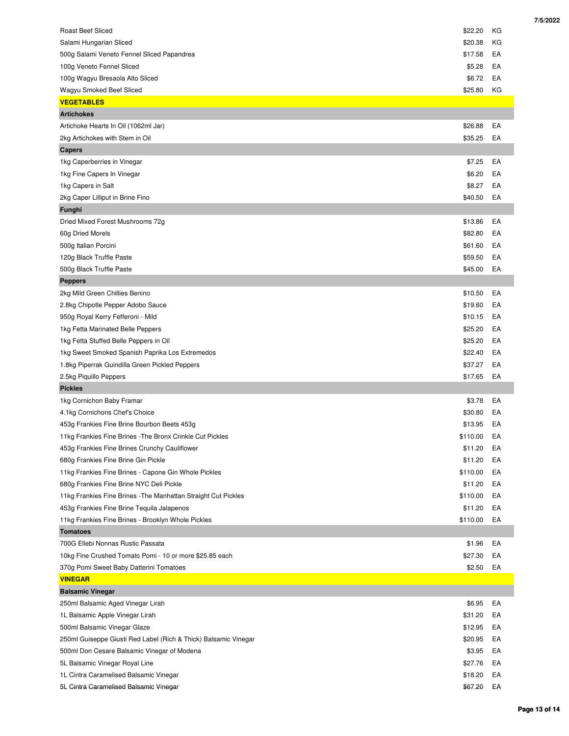| Item | Price | Unit |
|---|---|---|
| Roast Beef Sliced | $22.20 | KG |
| Salami Hungarian Sliced | $20.38 | KG |
| 500g Salami Veneto Fennel Sliced Papandrea | $17.58 | EA |
| 100g Veneto Fennel Sliced | $5.28 | EA |
| 100g Wagyu Bresaola Alto Sliced | $6.72 | EA |
| Wagyu Smoked Beef Sliced | $25.80 | KG |
| **VEGETABLES** | | |
| **Artichokes** | | |
| Artichoke Hearts In Oil (1062ml Jar) | $26.88 | EA |
| 2kg Artichokes with Stem in Oil | $35.25 | EA |
| **Capers** | | |
| 1kg Caperberries in Vinegar | $7.25 | EA |
| 1kg Fine Capers In Vinegar | $6.20 | EA |
| 1kg Capers in Salt | $8.27 | EA |
| 2kg Caper Lilliput in Brine Fino | $40.50 | EA |
| **Funghi** | | |
| Dried Mixed Forest Mushrooms 72g | $13.86 | EA |
| 60g Dried Morels | $82.80 | EA |
| 500g Italian Porcini | $61.60 | EA |
| 120g Black Truffle Paste | $59.50 | EA |
| 500g Black Truffle Paste | $45.00 | EA |
| **Peppers** | | |
| 2kg Mild Green Chillies Benino | $10.50 | EA |
| 2.8kg Chipotle Pepper Adobo Sauce | $19.60 | EA |
| 950g Royal Kerry Fefferoni - Mild | $10.15 | EA |
| 1kg Fetta Marinated Belle Peppers | $25.20 | EA |
| 1kg Fetta Stuffed Belle Peppers in Oil | $25.20 | EA |
| 1kg Sweet Smoked Spanish Paprika Los Extremedos | $22.40 | EA |
| 1.8kg Piperrak Guindilla Green Pickled Peppers | $37.27 | EA |
| 2.5kg Piquillo Peppers | $17.65 | EA |
| **Pickles** | | |
| 1kg Cornichon Baby Framar | $3.78 | EA |
| 4.1kg Cornichons Chef's Choice | $30.80 | EA |
| 453g Frankies Fine Brine Bourbon Beets 453g | $13.95 | EA |
| 11kg Frankies Fine Brines -The Bronx Crinkle Cut Pickles | $110.00 | EA |
| 453g Frankies Fine Brines Crunchy Cauliflower | $11.20 | EA |
| 680g Frankies Fine Brine Gin Pickle | $11.20 | EA |
| 11kg Frankies Fine Brines - Capone Gin Whole Pickles | $110.00 | EA |
| 680g Frankies Fine Brine NYC Deli Pickle | $11.20 | EA |
| 11kg Frankies Fine Brines -The Manhattan Straight Cut Pickles | $110.00 | EA |
| 453g Frankies Fine Brine Tequila Jalapenos | $11.20 | EA |
| 11kg Frankies Fine Brines - Brooklyn Whole Pickles | $110.00 | EA |
| **Tomatoes** | | |
| 700G Ellebi Nonnas Rustic Passata | $1.96 | EA |
| 10kg Fine Crushed Tomato Pomi - 10 or more $25.85 each | $27.30 | EA |
| 370g Pomi Sweet Baby Datterini Tomatoes | $2.50 | EA |
| **VINEGAR** | | |
| **Balsamic Vinegar** | | |
| 250ml Balsamic Aged Vinegar Lirah | $6.95 | EA |
| 1L Balsamic Apple Vinegar Lirah | $31.20 | EA |
| 500ml Balsamic Vinegar Glaze | $12.95 | EA |
| 250ml Guiseppe Giusti Red Label (Rich & Thick) Balsamic Vinegar | $20.95 | EA |
| 500ml Don Cesare Balsamic Vinegar of Modena | $3.95 | EA |
| 5L Balsamic Vinegar Royal Line | $27.76 | EA |
| 1L Cintra Caramelised Balsamic Vinegar | $18.20 | EA |
| 5L Cintra Caramelised Balsamic Vinegar | $67.20 | EA |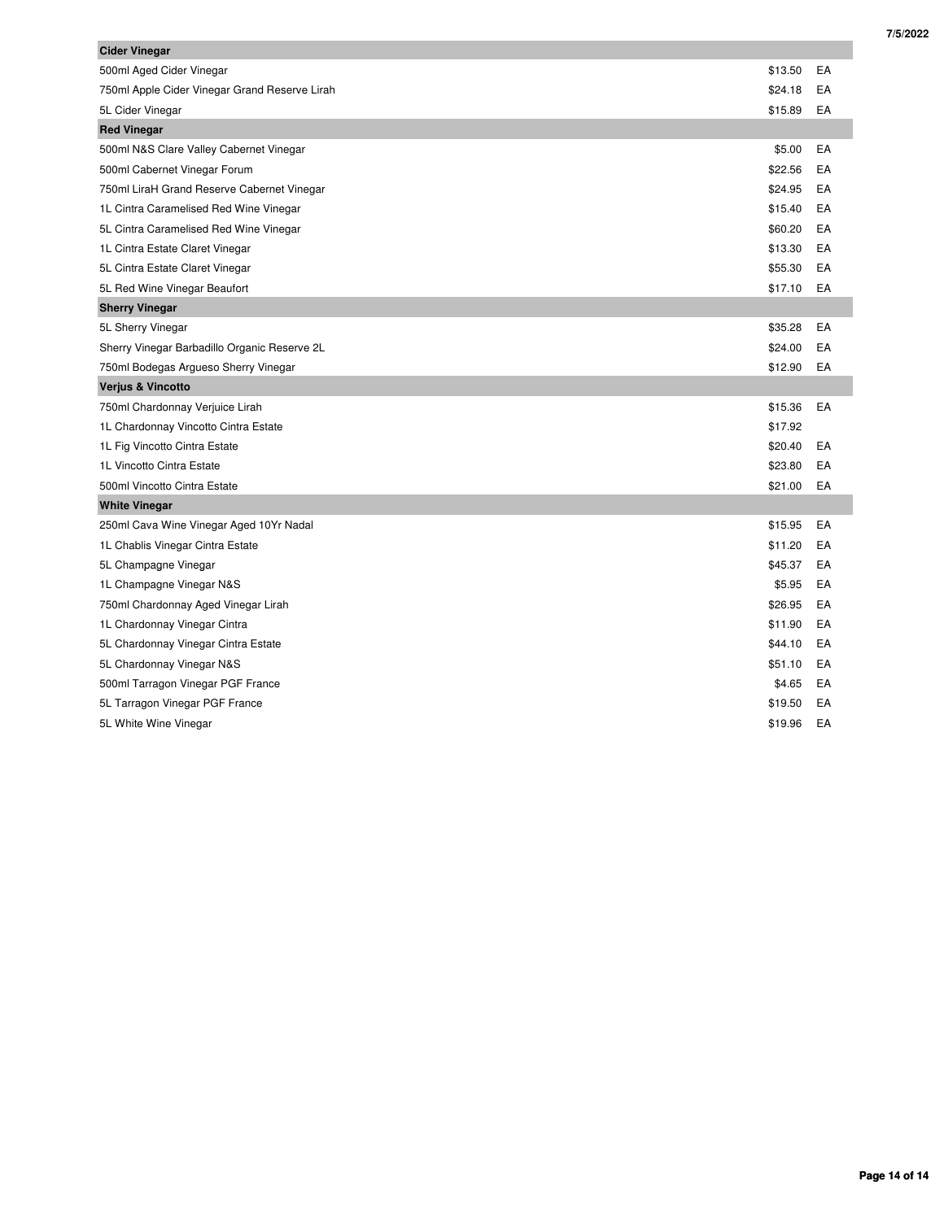| | | |
|---|---|---|
| **Cider Vinegar** | | |
| 500ml Aged Cider Vinegar | $13.50 | EA |
| 750ml Apple Cider Vinegar Grand Reserve Lirah | $24.18 | EA |
| 5L Cider Vinegar | $15.89 | EA |
| **Red Vinegar** | | |
| 500ml N&S Clare Valley Cabernet Vinegar | $5.00 | EA |
| 500ml Cabernet Vinegar Forum | $22.56 | EA |
| 750ml LiraH Grand Reserve Cabernet Vinegar | $24.95 | EA |
| 1L Cintra Caramelised Red Wine Vinegar | $15.40 | EA |
| 5L Cintra Caramelised Red Wine Vinegar | $60.20 | EA |
| 1L Cintra Estate Claret Vinegar | $13.30 | EA |
| 5L Cintra Estate Claret Vinegar | $55.30 | EA |
| 5L Red Wine Vinegar Beaufort | $17.10 | EA |
| **Sherry Vinegar** | | |
| 5L Sherry Vinegar | $35.28 | EA |
| Sherry Vinegar Barbadillo Organic Reserve 2L | $24.00 | EA |
| 750ml Bodegas Argueso Sherry Vinegar | $12.90 | EA |
| **Verjus & Vincotto** | | |
| 750ml Chardonnay Verjuice Lirah | $15.36 | EA |
| 1L Chardonnay Vincotto Cintra Estate | $17.92 | |
| 1L Fig Vincotto Cintra Estate | $20.40 | EA |
| 1L Vincotto Cintra Estate | $23.80 | EA |
| 500ml Vincotto Cintra Estate | $21.00 | EA |
| **White Vinegar** | | |
| 250ml Cava Wine Vinegar Aged 10Yr Nadal | $15.95 | EA |
| 1L Chablis Vinegar Cintra Estate | $11.20 | EA |
| 5L Champagne Vinegar | $45.37 | EA |
| 1L Champagne Vinegar N&S | $5.95 | EA |
| 750ml Chardonnay Aged Vinegar Lirah | $26.95 | EA |
| 1L Chardonnay Vinegar Cintra | $11.90 | EA |
| 5L Chardonnay Vinegar Cintra Estate | $44.10 | EA |
| 5L Chardonnay Vinegar N&S | $51.10 | EA |
| 500ml Tarragon Vinegar PGF France | $4.65 | EA |
| 5L Tarragon Vinegar PGF France | $19.50 | EA |
| 5L White Wine Vinegar | $19.96 | EA |